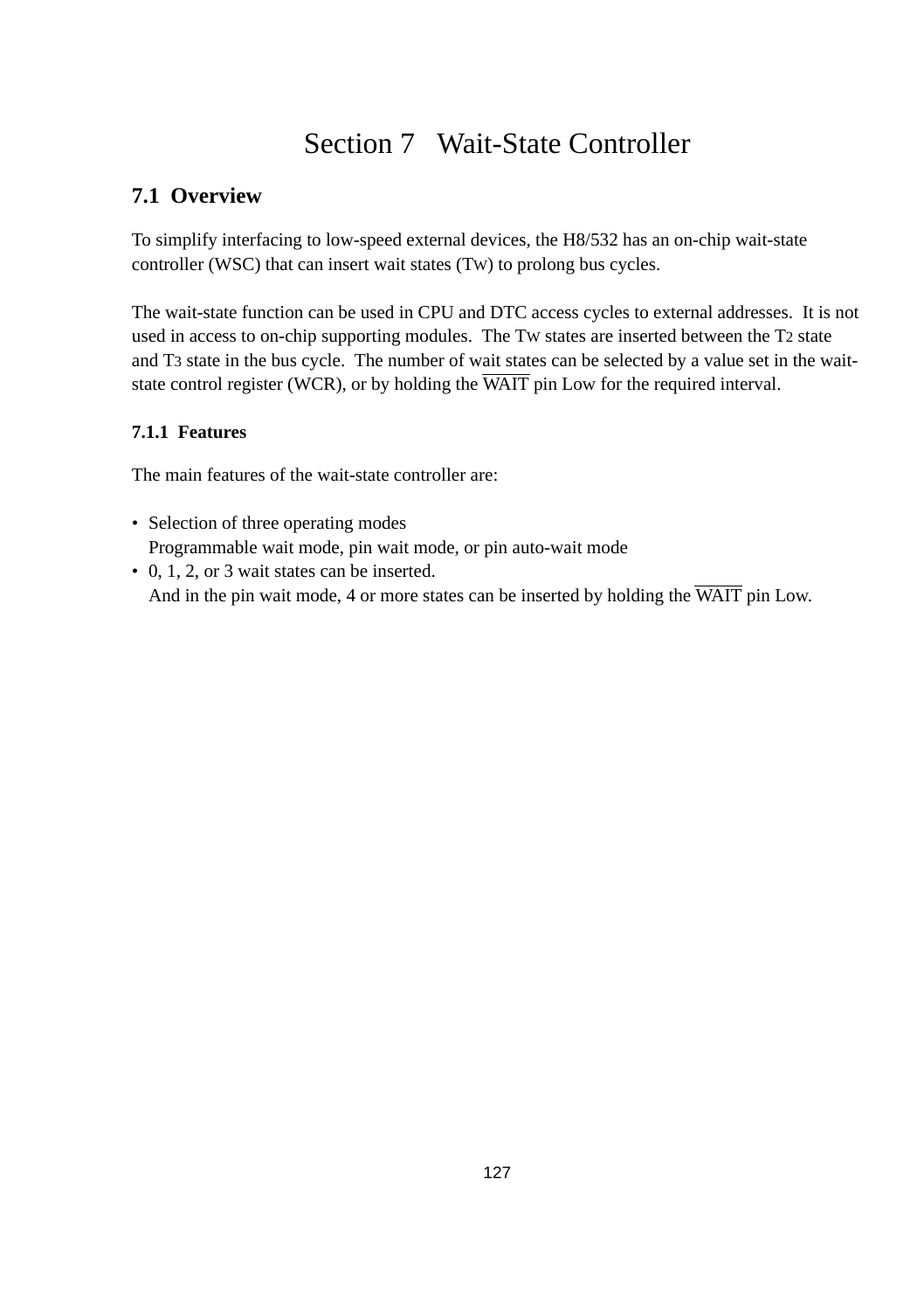# Section 7 Wait-State Controller

## 7.1 Overview

To simplify interfacing to low-speed external devices, the H8/532 has an on-chip wait-state controller (WSC) that can insert wait states ($T_W$) to prolong bus cycles.

The wait-state function can be used in CPU and DTC access cycles to external addresses. It is not used in access to on-chip supporting modules. The $T_W$ states are inserted between the $T_2$ state and $T_3$ state in the bus cycle. The number of wait states can be selected by a value set in the wait-state control register (WCR), or by holding the $\overline{\text{WAIT}}$ pin Low for the required interval.

### 7.1.1 Features

The main features of the wait-state controller are:

- Selection of three operating modes
  Programmable wait mode, pin wait mode, or pin auto-wait mode
- 0, 1, 2, or 3 wait states can be inserted.
  And in the pin wait mode, 4 or more states can be inserted by holding the $\overline{\text{WAIT}}$ pin Low.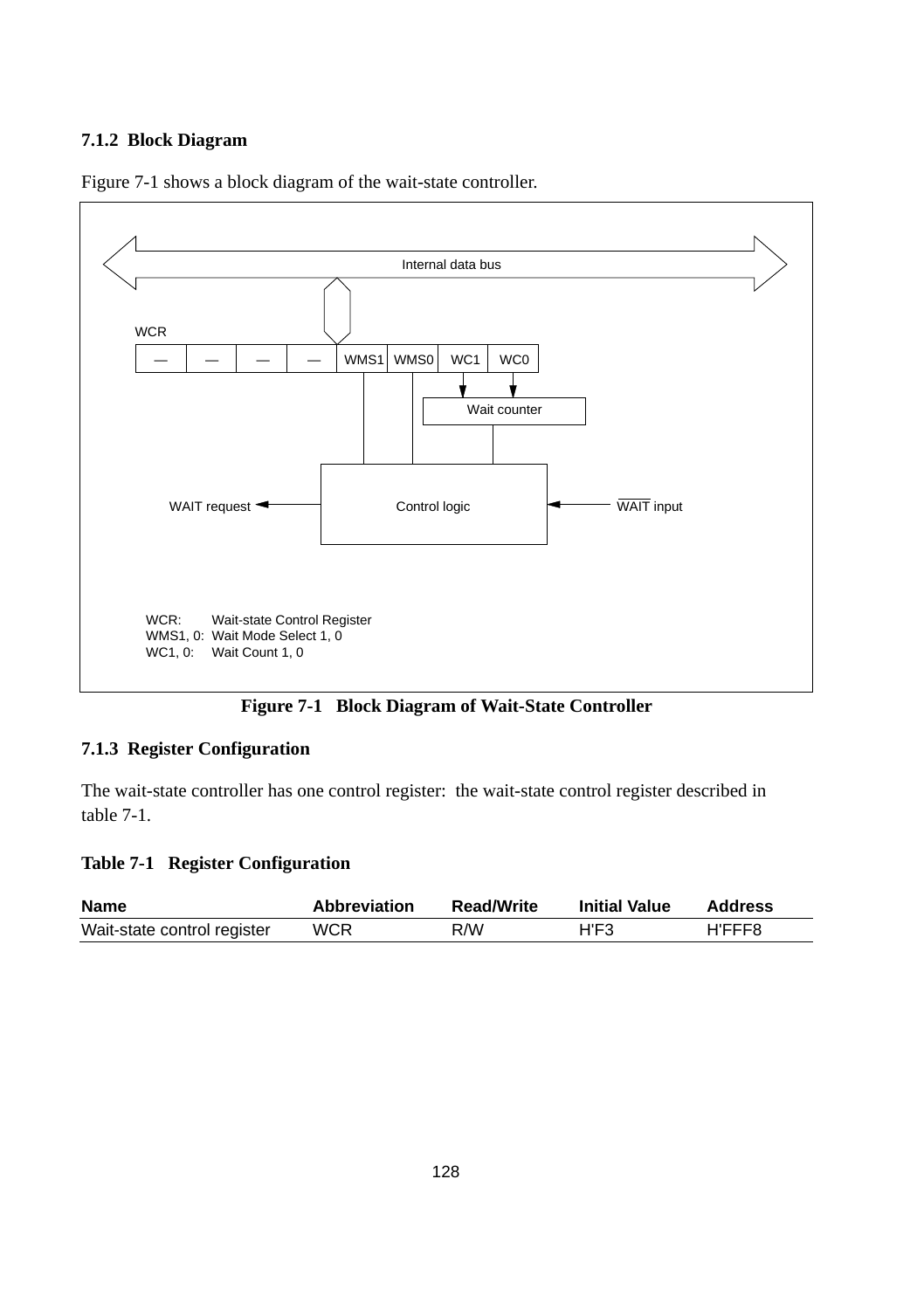### 7.1.2 Block Diagram

Figure 7-1 shows a block diagram of the wait-state controller.

Internal data bus

WCR

| — | — | — | — | WMS1 | WMS0 | WC1 | WC0 |
|---|---|---|---|---|---|---|---|

Wait counter

WAIT request ← Control logic ← $\overline{\text{WAIT}}$ input

WCR: Wait-state Control Register
WMS1, 0: Wait Mode Select 1, 0
WC1, 0: Wait Count 1, 0

**Figure 7-1 Block Diagram of Wait-State Controller**

### 7.1.3 Register Configuration

The wait-state controller has one control register: the wait-state control register described in table 7-1.

**Table 7-1 Register Configuration**

| Name | Abbreviation | Read/Write | Initial Value | Address |
|---|---|---|---|---|
| Wait-state control register | WCR | R/W | H'F3 | H'FFF8 |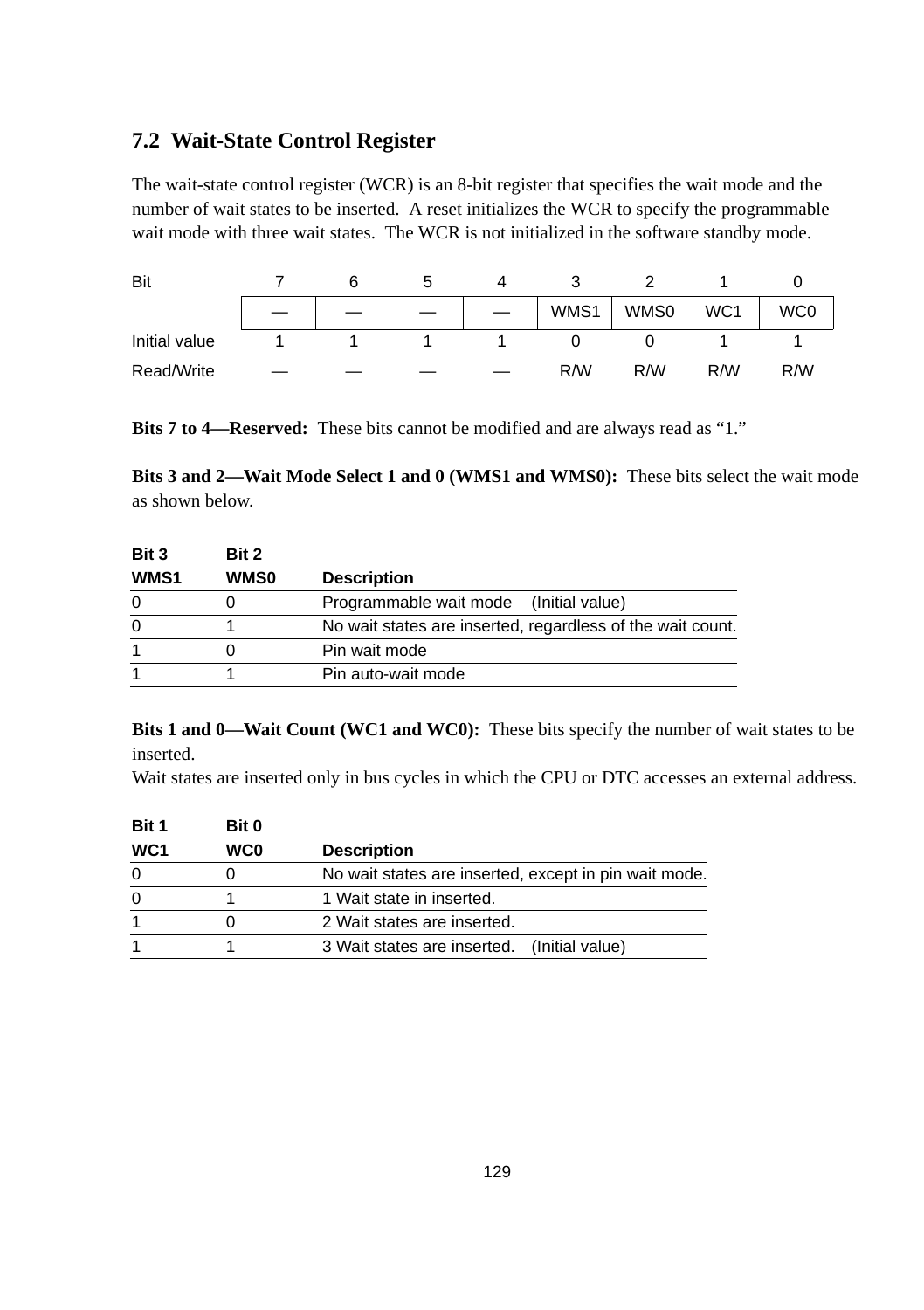## 7.2 Wait-State Control Register

The wait-state control register (WCR) is an 8-bit register that specifies the wait mode and the number of wait states to be inserted. A reset initializes the WCR to specify the programmable wait mode with three wait states. The WCR is not initialized in the software standby mode.

| Bit | 7 | 6 | 5 | 4 | 3 | 2 | 1 | 0 |
|---|---|---|---|---|---|---|---|---|
| | — | — | — | — | WMS1 | WMS0 | WC1 | WC0 |
| Initial value | 1 | 1 | 1 | 1 | 0 | 0 | 1 | 1 |
| Read/Write | — | — | — | — | R/W | R/W | R/W | R/W |

**Bits 7 to 4—Reserved:** These bits cannot be modified and are always read as “1.”

**Bits 3 and 2—Wait Mode Select 1 and 0 (WMS1 and WMS0):** These bits select the wait mode as shown below.

| Bit 3<br>WMS1 | Bit 2<br>WMS0 | Description |
|---|---|---|
| 0 | 0 | Programmable wait mode (Initial value) |
| 0 | 1 | No wait states are inserted, regardless of the wait count. |
| 1 | 0 | Pin wait mode |
| 1 | 1 | Pin auto-wait mode |

**Bits 1 and 0—Wait Count (WC1 and WC0):** These bits specify the number of wait states to be inserted.
Wait states are inserted only in bus cycles in which the CPU or DTC accesses an external address.

| Bit 1<br>WC1 | Bit 0<br>WC0 | Description |
|---|---|---|
| 0 | 0 | No wait states are inserted, except in pin wait mode. |
| 0 | 1 | 1 Wait state in inserted. |
| 1 | 0 | 2 Wait states are inserted. |
| 1 | 1 | 3 Wait states are inserted. (Initial value) |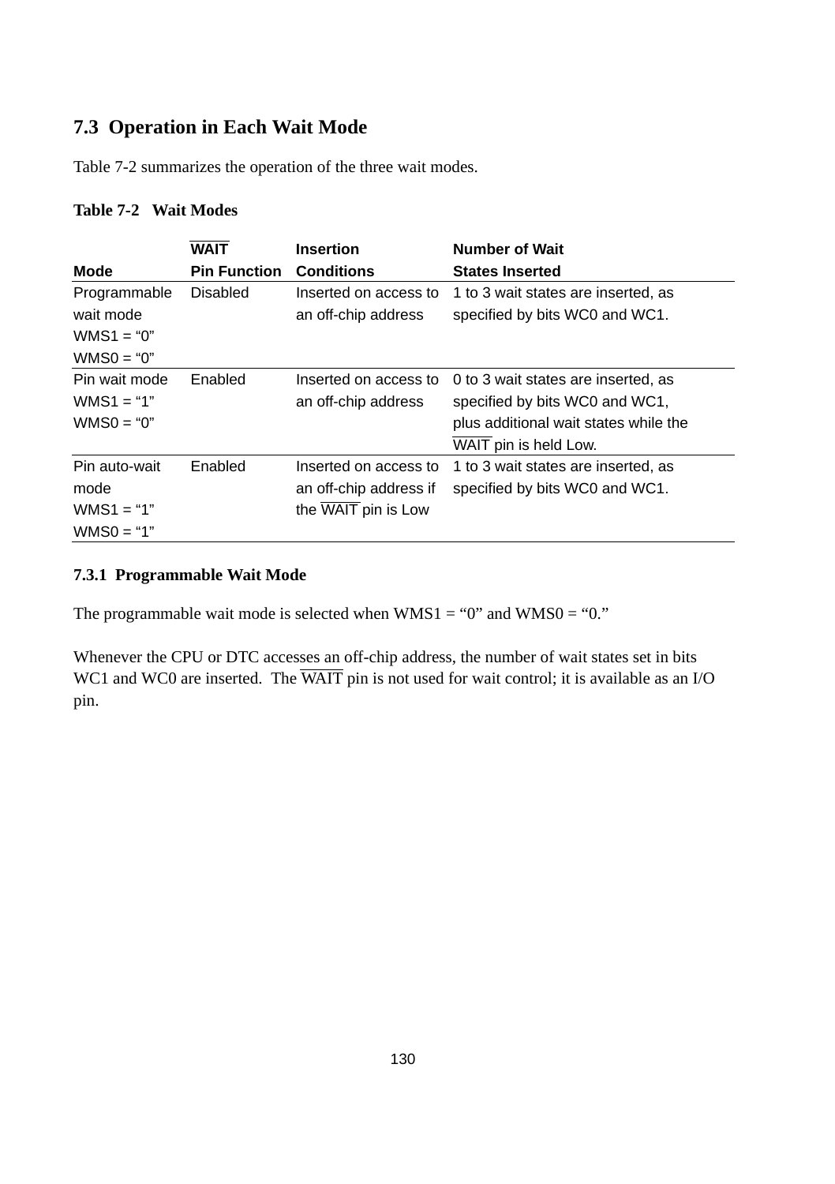## 7.3 Operation in Each Wait Mode

Table 7-2 summarizes the operation of the three wait modes.

**Table 7-2 Wait Modes**

| Mode | $\overline{\text{WAIT}}$ Pin Function | Insertion Conditions | Number of Wait States Inserted |
|---|---|---|---|
| Programmable wait mode WMS1 = “0” WMS0 = “0” | Disabled | Inserted on access to an off-chip address | 1 to 3 wait states are inserted, as specified by bits WC0 and WC1. |
| Pin wait mode WMS1 = “1” WMS0 = “0” | Enabled | Inserted on access to an off-chip address | 0 to 3 wait states are inserted, as specified by bits WC0 and WC1, plus additional wait states while the $\overline{\text{WAIT}}$ pin is held Low. |
| Pin auto-wait mode WMS1 = “1” WMS0 = “1” | Enabled | Inserted on access to an off-chip address if the $\overline{\text{WAIT}}$ pin is Low | 1 to 3 wait states are inserted, as specified by bits WC0 and WC1. |

### 7.3.1 Programmable Wait Mode

The programmable wait mode is selected when WMS1 = “0” and WMS0 = “0.”

Whenever the CPU or DTC accesses an off-chip address, the number of wait states set in bits WC1 and WC0 are inserted. The $\overline{\text{WAIT}}$ pin is not used for wait control; it is available as an I/O pin.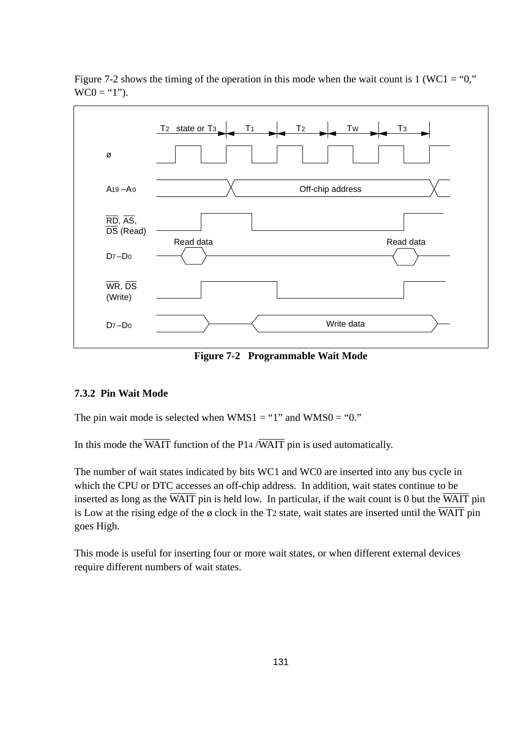Figure 7-2 shows the timing of the operation in this mode when the wait count is 1 (WC1 = “0,” WC0 = “1”).

Figure 7-2   Programmable Wait Mode

### 7.3.2  Pin Wait Mode

The pin wait mode is selected when WMS1 = “1” and WMS0 = “0.”

In this mode the $\overline{\text{WAIT}}$ function of the P1$_4$ /$\overline{\text{WAIT}}$ pin is used automatically.

The number of wait states indicated by bits WC1 and WC0 are inserted into any bus cycle in which the CPU or DTC accesses an off-chip address.  In addition, wait states continue to be inserted as long as the $\overline{\text{WAIT}}$ pin is held low.  In particular, if the wait count is 0 but the $\overline{\text{WAIT}}$ pin is Low at the rising edge of the ø clock in the T$_2$ state, wait states are inserted until the $\overline{\text{WAIT}}$ pin goes High.

This mode is useful for inserting four or more wait states, or when different external devices require different numbers of wait states.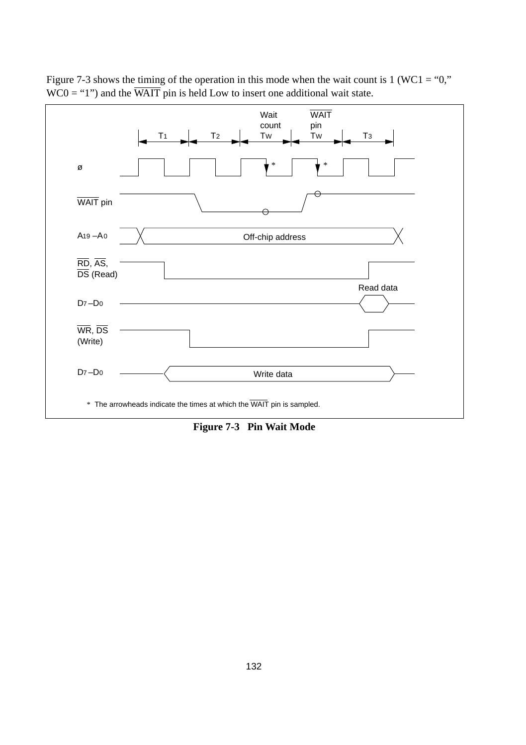Figure 7-3 shows the timing of the operation in this mode when the wait count is 1 (WC1 = “0,” WC0 = “1”) and the $\overline{\text{WAIT}}$ pin is held Low to insert one additional wait state.

**Figure 7-3 Pin Wait Mode**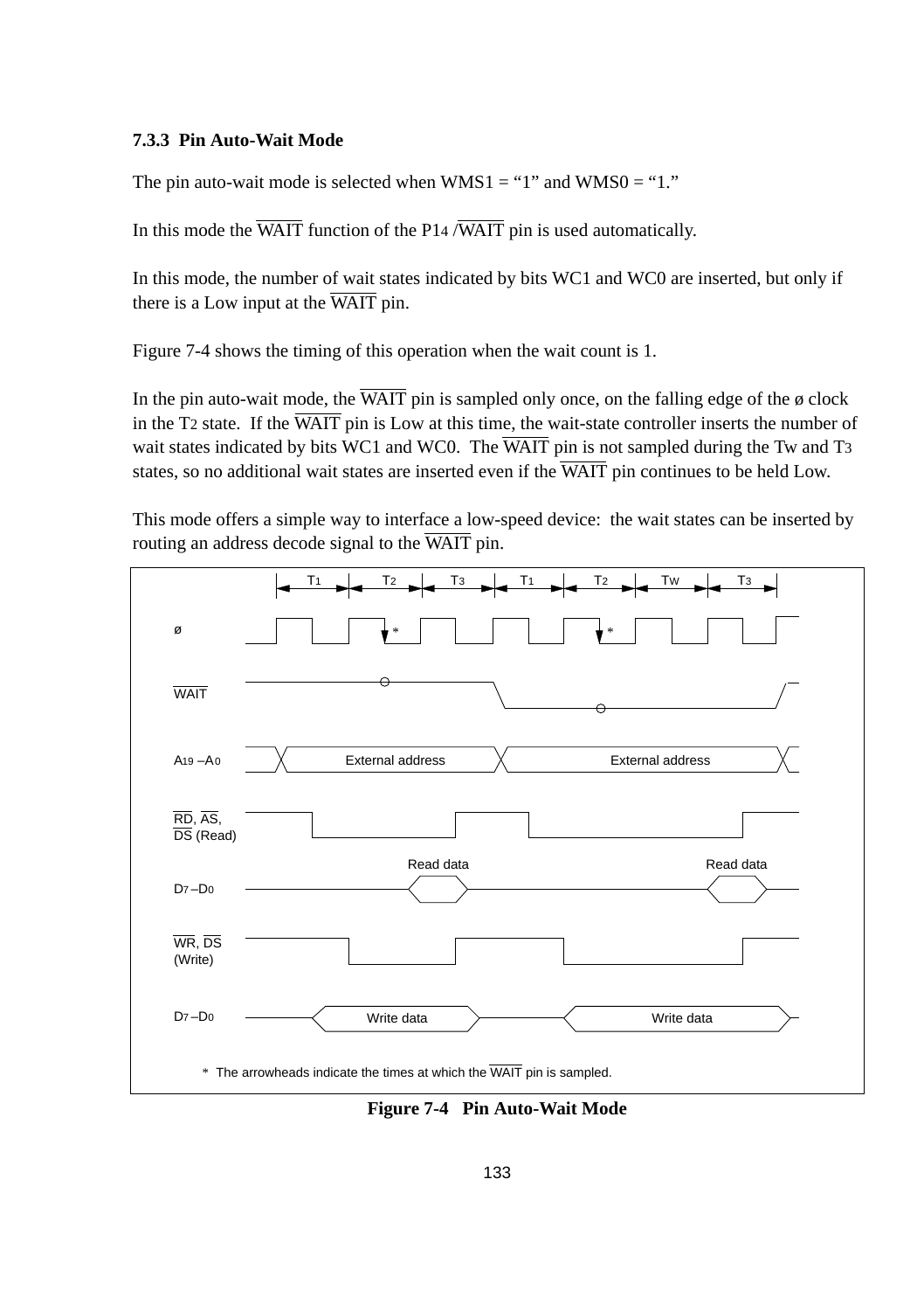### 7.3.3 Pin Auto-Wait Mode

The pin auto-wait mode is selected when WMS1 = “1” and WMS0 = “1.”

In this mode the $\overline{\text{WAIT}}$ function of the P14 /$\overline{\text{WAIT}}$ pin is used automatically.

In this mode, the number of wait states indicated by bits WC1 and WC0 are inserted, but only if there is a Low input at the $\overline{\text{WAIT}}$ pin.

Figure 7-4 shows the timing of this operation when the wait count is 1.

In the pin auto-wait mode, the $\overline{\text{WAIT}}$ pin is sampled only once, on the falling edge of the ø clock in the $T_2$ state. If the $\overline{\text{WAIT}}$ pin is Low at this time, the wait-state controller inserts the number of wait states indicated by bits WC1 and WC0. The $\overline{\text{WAIT}}$ pin is not sampled during the Tw and $T_3$ states, so no additional wait states are inserted even if the $\overline{\text{WAIT}}$ pin continues to be held Low.

This mode offers a simple way to interface a low-speed device: the wait states can be inserted by routing an address decode signal to the $\overline{\text{WAIT}}$ pin.

T1 T2 T3 T1 T2 TW T3

ø

WAIT

A19 –A0

External address

External address

RD, AS, DS (Read)

Read data

Read data

D7 –D0

WR, DS (Write)

D7 –D0

Write data

Write data

\* The arrowheads indicate the times at which the WAIT pin is sampled.

**Figure 7-4 Pin Auto-Wait Mode**